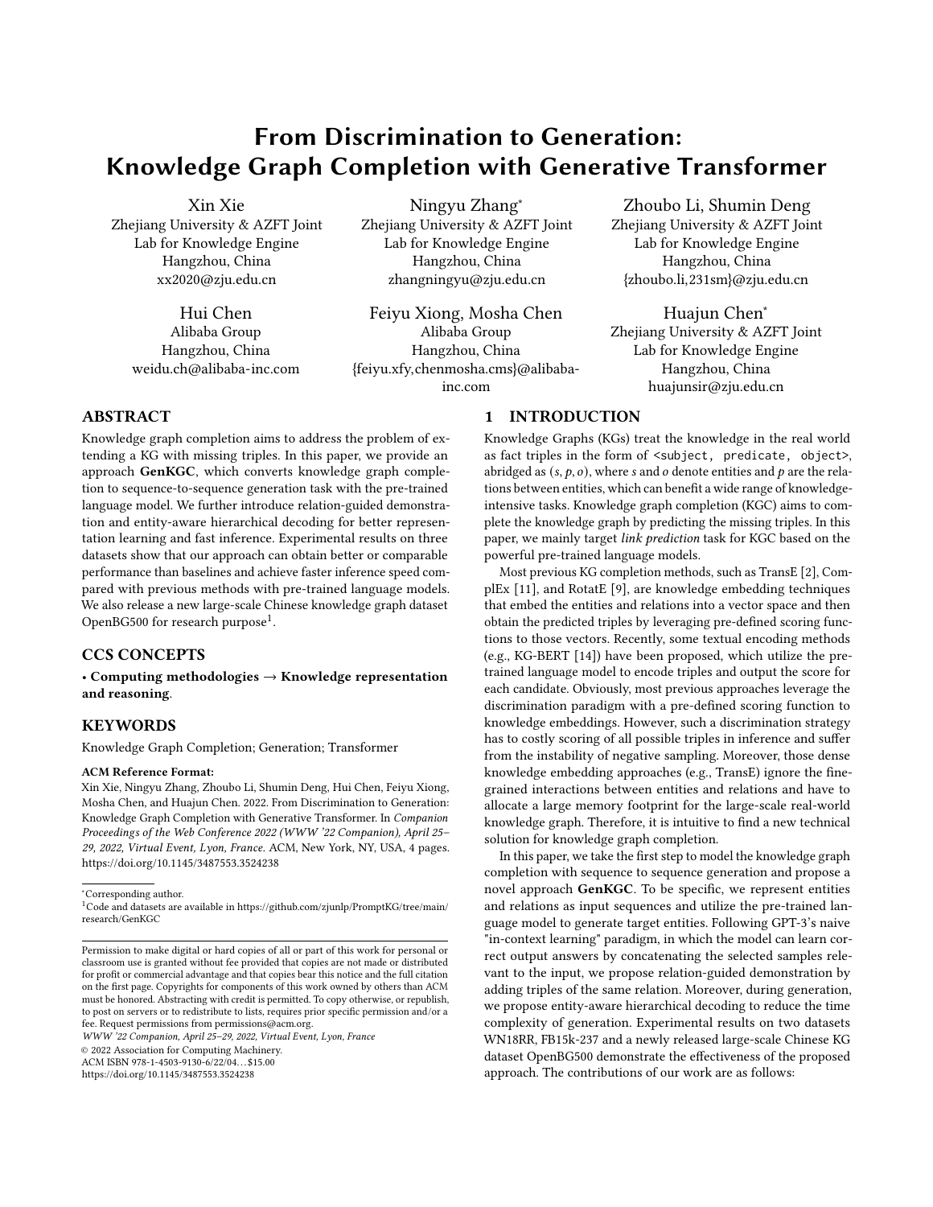# From Discrimination to Generation: Knowledge Graph Completion with Generative Transformer

Xin Xie
Zhejiang University & AZFT Joint Lab for Knowledge Engine
Hangzhou, China
xx2020@zju.edu.cn

Ningyu Zhang*
Zhejiang University & AZFT Joint Lab for Knowledge Engine
Hangzhou, China
zhangningyu@zju.edu.cn

Zhoubo Li, Shumin Deng
Zhejiang University & AZFT Joint Lab for Knowledge Engine
Hangzhou, China
{zhoubo.li,231sm}@zju.edu.cn

Hui Chen
Alibaba Group
Hangzhou, China
weidu.ch@alibaba-inc.com

Feiyu Xiong, Mosha Chen
Alibaba Group
Hangzhou, China
{feiyu.xfy,chenmosha.cms}@alibaba-inc.com

Huajun Chen*
Zhejiang University & AZFT Joint Lab for Knowledge Engine
Hangzhou, China
huajunsir@zju.edu.cn

## ABSTRACT

Knowledge graph completion aims to address the problem of extending a KG with missing triples. In this paper, we provide an approach **GenKGC**, which converts knowledge graph completion to sequence-to-sequence generation task with the pre-trained language model. We further introduce relation-guided demonstration and entity-aware hierarchical decoding for better representation learning and fast inference. Experimental results on three datasets show that our approach can obtain better or comparable performance than baselines and achieve faster inference speed compared with previous methods with pre-trained language models. We also release a new large-scale Chinese knowledge graph dataset OpenBG500 for research purpose[1].

## CCS CONCEPTS

• **Computing methodologies → Knowledge representation and reasoning**.

## KEYWORDS

Knowledge Graph Completion; Generation; Transformer

**ACM Reference Format:**
Xin Xie, Ningyu Zhang, Zhoubo Li, Shumin Deng, Hui Chen, Feiyu Xiong, Mosha Chen, and Huajun Chen. 2022. From Discrimination to Generation: Knowledge Graph Completion with Generative Transformer. In *Companion Proceedings of the Web Conference 2022 (WWW '22 Companion), April 25–29, 2022, Virtual Event, Lyon, France.* ACM, New York, NY, USA, 4 pages. https://doi.org/10.1145/3487553.3524238

*Corresponding author.
[1]Code and datasets are available in https://github.com/zjunlp/PromptKG/tree/main/research/GenKGC

Permission to make digital or hard copies of all or part of this work for personal or classroom use is granted without fee provided that copies are not made or distributed for profit or commercial advantage and that copies bear this notice and the full citation on the first page. Copyrights for components of this work owned by others than ACM must be honored. Abstracting with credit is permitted. To copy otherwise, or republish, to post on servers or to redistribute to lists, requires prior specific permission and/or a fee. Request permissions from permissions@acm.org.
*WWW '22 Companion, April 25–29, 2022, Virtual Event, Lyon, France*
© 2022 Association for Computing Machinery.
ACM ISBN 978-1-4503-9130-6/22/04…$15.00
https://doi.org/10.1145/3487553.3524238

## 1 INTRODUCTION

Knowledge Graphs (KGs) treat the knowledge in the real world as fact triples in the form of `<subject, predicate, object>`, abridged as $(s, p, o)$, where $s$ and $o$ denote entities and $p$ are the relations between entities, which can benefit a wide range of knowledge-intensive tasks. Knowledge graph completion (KGC) aims to complete the knowledge graph by predicting the missing triples. In this paper, we mainly target *link prediction* task for KGC based on the powerful pre-trained language models.

Most previous KG completion methods, such as TransE [2], ComplEx [11], and RotatE [9], are knowledge embedding techniques that embed the entities and relations into a vector space and then obtain the predicted triples by leveraging pre-defined scoring functions to those vectors. Recently, some textual encoding methods (e.g., KG-BERT [14]) have been proposed, which utilize the pre-trained language model to encode triples and output the score for each candidate. Obviously, most previous approaches leverage the discrimination paradigm with a pre-defined scoring function to knowledge embeddings. However, such a discrimination strategy has to costly scoring of all possible triples in inference and suffer from the instability of negative sampling. Moreover, those dense knowledge embedding approaches (e.g., TransE) ignore the fine-grained interactions between entities and relations and have to allocate a large memory footprint for the large-scale real-world knowledge graph. Therefore, it is intuitive to find a new technical solution for knowledge graph completion.

In this paper, we take the first step to model the knowledge graph completion with sequence to sequence generation and propose a novel approach **GenKGC**. To be specific, we represent entities and relations as input sequences and utilize the pre-trained language model to generate target entities. Following GPT-3's naive "in-context learning" paradigm, in which the model can learn correct output answers by concatenating the selected samples relevant to the input, we propose relation-guided demonstration by adding triples of the same relation. Moreover, during generation, we propose entity-aware hierarchical decoding to reduce the time complexity of generation. Experimental results on two datasets WN18RR, FB15k-237 and a newly released large-scale Chinese KG dataset OpenBG500 demonstrate the effectiveness of the proposed approach. The contributions of our work are as follows: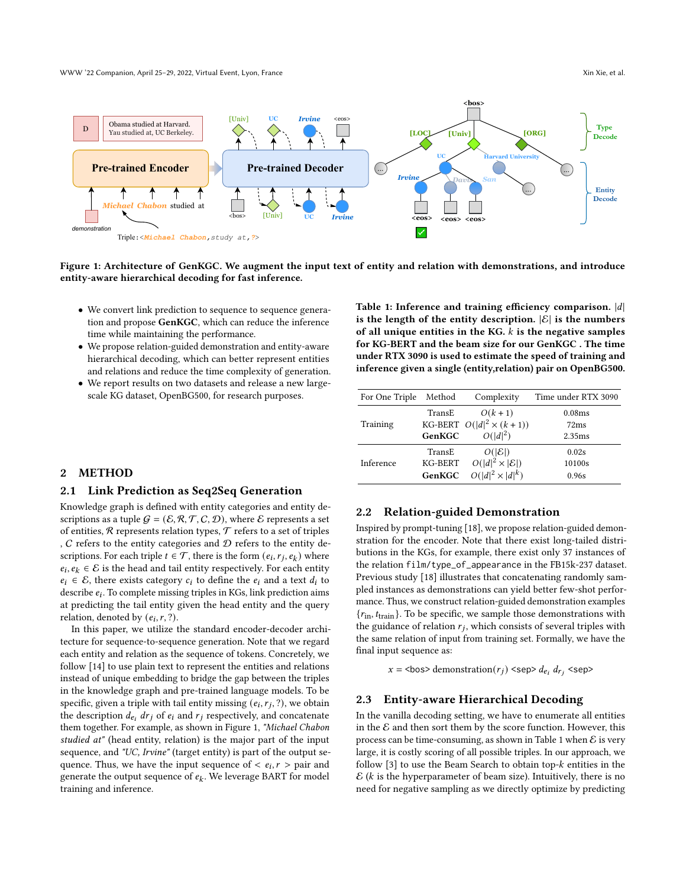Figure 1: Architecture of GenKGC. We augment the input text of entity and relation with demonstrations, and introduce entity-aware hierarchical decoding for fast inference.

- We convert link prediction to sequence to sequence generation and propose **GenKGC**, which can reduce the inference time while maintaining the performance.
- We propose relation-guided demonstration and entity-aware hierarchical decoding, which can better represent entities and relations and reduce the time complexity of generation.
- We report results on two datasets and release a new large-scale KG dataset, OpenBG500, for research purposes.

## 2 METHOD

### 2.1 Link Prediction as Seq2Seq Generation

Knowledge graph is defined with entity categories and entity descriptions as a tuple $\mathcal{G} = (\mathcal{E}, \mathcal{R}, \mathcal{T}, \mathcal{C}, \mathcal{D})$, where $\mathcal{E}$ represents a set of entities, $\mathcal{R}$ represents relation types, $\mathcal{T}$ refers to a set of triples , $\mathcal{C}$ refers to the entity categories and $\mathcal{D}$ refers to the entity descriptions. For each triple $t \in \mathcal{T}$, there is the form $(e_i, r_j, e_k)$ where $e_i, e_k \in \mathcal{E}$ is the head and tail entity respectively. For each entity $e_i \in \mathcal{E}$, there exists category $c_i$ to define the $e_i$ and a text $d_i$ to describe $e_i$. To complete missing triples in KGs, link prediction aims at predicting the tail entity given the head entity and the query relation, denoted by $(e_i, r, ?)$.

In this paper, we utilize the standard encoder-decoder architecture for sequence-to-sequence generation. Note that we regard each entity and relation as the sequence of tokens. Concretely, we follow [14] to use plain text to represent the entities and relations instead of unique embedding to bridge the gap between the triples in the knowledge graph and pre-trained language models. To be specific, given a triple with tail entity missing $(e_i, r_j, ?)$, we obtain the description $d_{e_i}$ $dr_j$ of $e_i$ and $r_j$ respectively, and concatenate them together. For example, as shown in Figure 1, *"Michael Chabon studied at"* (head entity, relation) is the major part of the input sequence, and *"UC, Irvine"* (target entity) is part of the output sequence. Thus, we have the input sequence of $< e_i, r >$ pair and generate the output sequence of $e_k$. We leverage BART for model training and inference.

**Table 1: Inference and training efficiency comparison. $|d|$ is the length of the entity description. $|\mathcal{E}|$ is the numbers of all unique entities in the KG. $k$ is the negative samples for KG-BERT and the beam size for our GenKGC . The time under RTX 3090 is used to estimate the speed of training and inference given a single (entity,relation) pair on OpenBG500.**

| For One Triple | Method | Complexity | Time under RTX 3090 |
|---|---|---|---|
| Training | TransE | $O(k+1)$ | 0.08ms |
| | KG-BERT | $O(\|d\|^2 \times (k+1))$ | 72ms |
| | **GenKGC** | $O(\|d\|^2)$ | 2.35ms |
| Inference | TransE | $O(\|\mathcal{E}\|)$ | 0.02s |
| | KG-BERT | $O(\|d\|^2 \times \|\mathcal{E}\|)$ | 10100s |
| | **GenKGC** | $O(\|d\|^2 \times \|d\|^k)$ | 0.96s |

### 2.2 Relation-guided Demonstration

Inspired by prompt-tuning [18], we propose relation-guided demonstration for the encoder. Note that there exist long-tailed distributions in the KGs, for example, there exist only 37 instances of the relation `film/type_of_appearance` in the FB15k-237 dataset. Previous study [18] illustrates that concatenating randomly sampled instances as demonstrations can yield better few-shot performance. Thus, we construct relation-guided demonstration examples $\{r_{\text{in}}, t_{\text{train}}\}$. To be specific, we sample those demonstrations with the guidance of relation $r_j$, which consists of several triples with the same relation of input from training set. Formally, we have the final input sequence as:

$$x = \text{<bos>}\ \text{demonstration}(r_j)\ \text{<sep>}\ d_{e_i}\ d_{r_j}\ \text{<sep>}$$

### 2.3 Entity-aware Hierarchical Decoding

In the vanilla decoding setting, we have to enumerate all entities in the $\mathcal{E}$ and then sort them by the score function. However, this process can be time-consuming, as shown in Table 1 when $\mathcal{E}$ is very large, it is costly scoring of all possible triples. In our approach, we follow [3] to use the Beam Search to obtain top-$k$ entities in the $\mathcal{E}$ ($k$ is the hyperparameter of beam size). Intuitively, there is no need for negative sampling as we directly optimize by predicting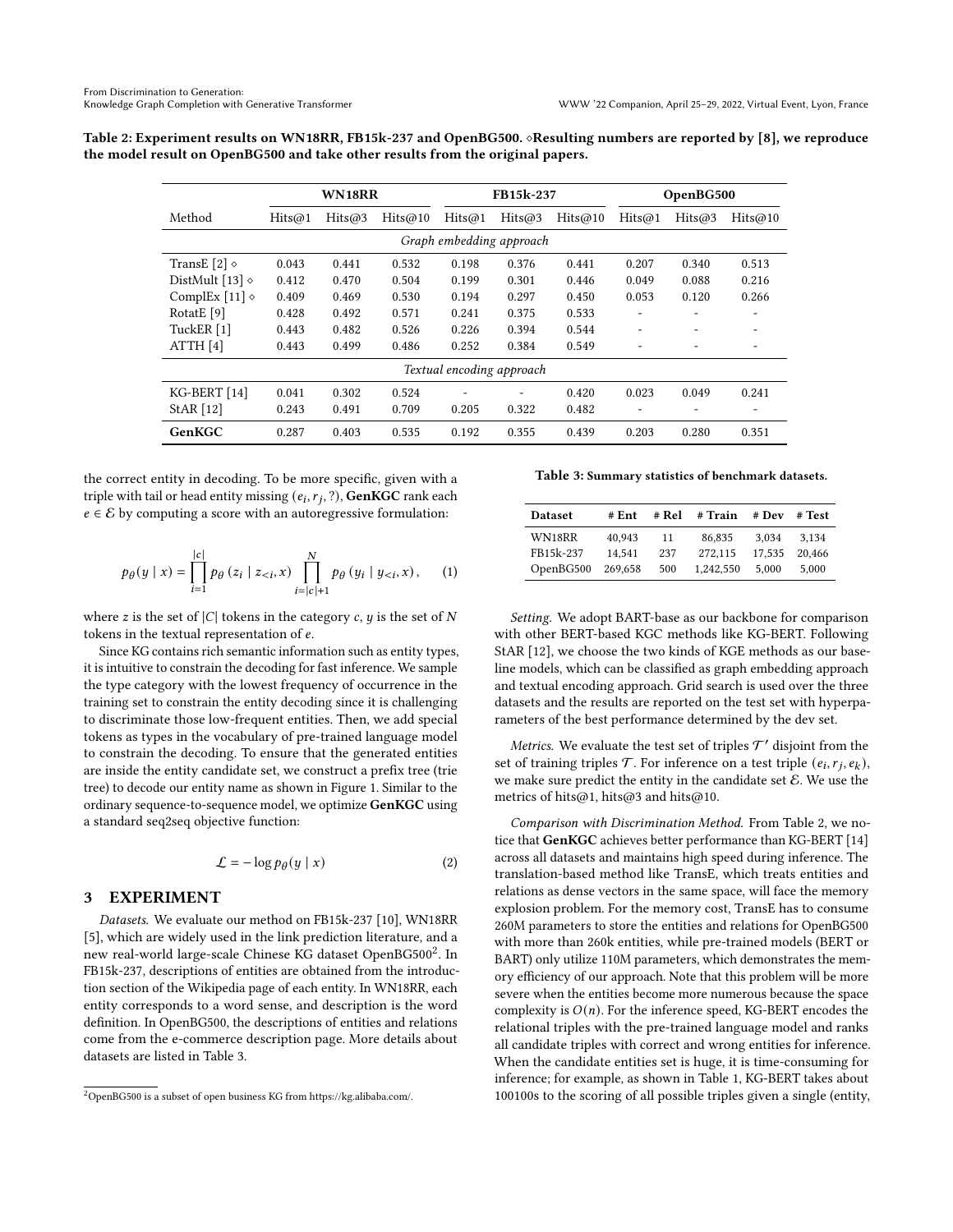Table 2: Experiment results on WN18RR, FB15k-237 and OpenBG500. ⋄Resulting numbers are reported by [8], we reproduce the model result on OpenBG500 and take other results from the original papers.

| Method | WN18RR | | | FB15k-237 | | | OpenBG500 | | |
|---|---|---|---|---|---|---|---|---|---|
| | Hits@1 | Hits@3 | Hits@10 | Hits@1 | Hits@3 | Hits@10 | Hits@1 | Hits@3 | Hits@10 |
| *Graph embedding approach* | | | | | | | | | |
| TransE [2] ⋄ | 0.043 | 0.441 | 0.532 | 0.198 | 0.376 | 0.441 | 0.207 | 0.340 | 0.513 |
| DistMult [13] ⋄ | 0.412 | 0.470 | 0.504 | 0.199 | 0.301 | 0.446 | 0.049 | 0.088 | 0.216 |
| ComplEx [11] ⋄ | 0.409 | 0.469 | 0.530 | 0.194 | 0.297 | 0.450 | 0.053 | 0.120 | 0.266 |
| RotatE [9] | 0.428 | 0.492 | 0.571 | 0.241 | 0.375 | 0.533 | - | - | - |
| TuckER [1] | 0.443 | 0.482 | 0.526 | 0.226 | 0.394 | 0.544 | - | - | - |
| ATTH [4] | 0.443 | 0.499 | 0.486 | 0.252 | 0.384 | 0.549 | - | - | - |
| *Textual encoding approach* | | | | | | | | | |
| KG-BERT [14] | 0.041 | 0.302 | 0.524 | - | - | 0.420 | 0.023 | 0.049 | 0.241 |
| StAR [12] | 0.243 | 0.491 | 0.709 | 0.205 | 0.322 | 0.482 | - | - | - |
| **GenKGC** | 0.287 | 0.403 | 0.535 | 0.192 | 0.355 | 0.439 | 0.203 | 0.280 | 0.351 |

the correct entity in decoding. To be more specific, given with a triple with tail or head entity missing $(e_i, r_j, ?)$, **GenKGC** rank each $e \in \mathcal{E}$ by computing a score with an autoregressive formulation:

$$p_\theta(y \mid x) = \prod_{i=1}^{|c|} p_\theta(z_i \mid z_{<i}, x) \prod_{i=|c|+1}^{N} p_\theta(y_i \mid y_{<i}, x), \quad (1)$$

where $z$ is the set of $|C|$ tokens in the category $c$, $y$ is the set of $N$ tokens in the textual representation of $e$.

Since KG contains rich semantic information such as entity types, it is intuitive to constrain the decoding for fast inference. We sample the type category with the lowest frequency of occurrence in the training set to constrain the entity decoding since it is challenging to discriminate those low-frequent entities. Then, we add special tokens as types in the vocabulary of pre-trained language model to constrain the decoding. To ensure that the generated entities are inside the entity candidate set, we construct a prefix tree (trie tree) to decode our entity name as shown in Figure 1. Similar to the ordinary sequence-to-sequence model, we optimize **GenKGC** using a standard seq2seq objective function:

$$\mathcal{L} = -\log p_\theta(y \mid x) \quad (2)$$

## 3 EXPERIMENT

*Datasets.* We evaluate our method on FB15k-237 [10], WN18RR [5], which are widely used in the link prediction literature, and a new real-world large-scale Chinese KG dataset OpenBG500[2]. In FB15k-237, descriptions of entities are obtained from the introduction section of the Wikipedia page of each entity. In WN18RR, each entity corresponds to a word sense, and description is the word definition. In OpenBG500, the descriptions of entities and relations come from the e-commerce description page. More details about datasets are listed in Table 3.

[2] OpenBG500 is a subset of open business KG from https://kg.alibaba.com/.

Table 3: Summary statistics of benchmark datasets.

| Dataset | # Ent | # Rel | # Train | # Dev | # Test |
|---|---|---|---|---|---|
| WN18RR | 40,943 | 11 | 86,835 | 3,034 | 3,134 |
| FB15k-237 | 14,541 | 237 | 272,115 | 17,535 | 20,466 |
| OpenBG500 | 269,658 | 500 | 1,242,550 | 5,000 | 5,000 |

*Setting.* We adopt BART-base as our backbone for comparison with other BERT-based KGC methods like KG-BERT. Following StAR [12], we choose the two kinds of KGE methods as our baseline models, which can be classified as graph embedding approach and textual encoding approach. Grid search is used over the three datasets and the results are reported on the test set with hyperparameters of the best performance determined by the dev set.

*Metrics.* We evaluate the test set of triples $\mathcal{T}'$ disjoint from the set of training triples $\mathcal{T}$. For inference on a test triple $(e_i, r_j, e_k)$, we make sure predict the entity in the candidate set $\mathcal{E}$. We use the metrics of hits@1, hits@3 and hits@10.

*Comparison with Discrimination Method.* From Table 2, we notice that **GenKGC** achieves better performance than KG-BERT [14] across all datasets and maintains high speed during inference. The translation-based method like TransE, which treats entities and relations as dense vectors in the same space, will face the memory explosion problem. For the memory cost, TransE has to consume 260M parameters to store the entities and relations for OpenBG500 with more than 260k entities, while pre-trained models (BERT or BART) only utilize 110M parameters, which demonstrates the memory efficiency of our approach. Note that this problem will be more severe when the entities become more numerous because the space complexity is $O(n)$. For the inference speed, KG-BERT encodes the relational triples with the pre-trained language model and ranks all candidate triples with correct and wrong entities for inference. When the candidate entities set is huge, it is time-consuming for inference; for example, as shown in Table 1, KG-BERT takes about 100100s to the scoring of all possible triples given a single (entity,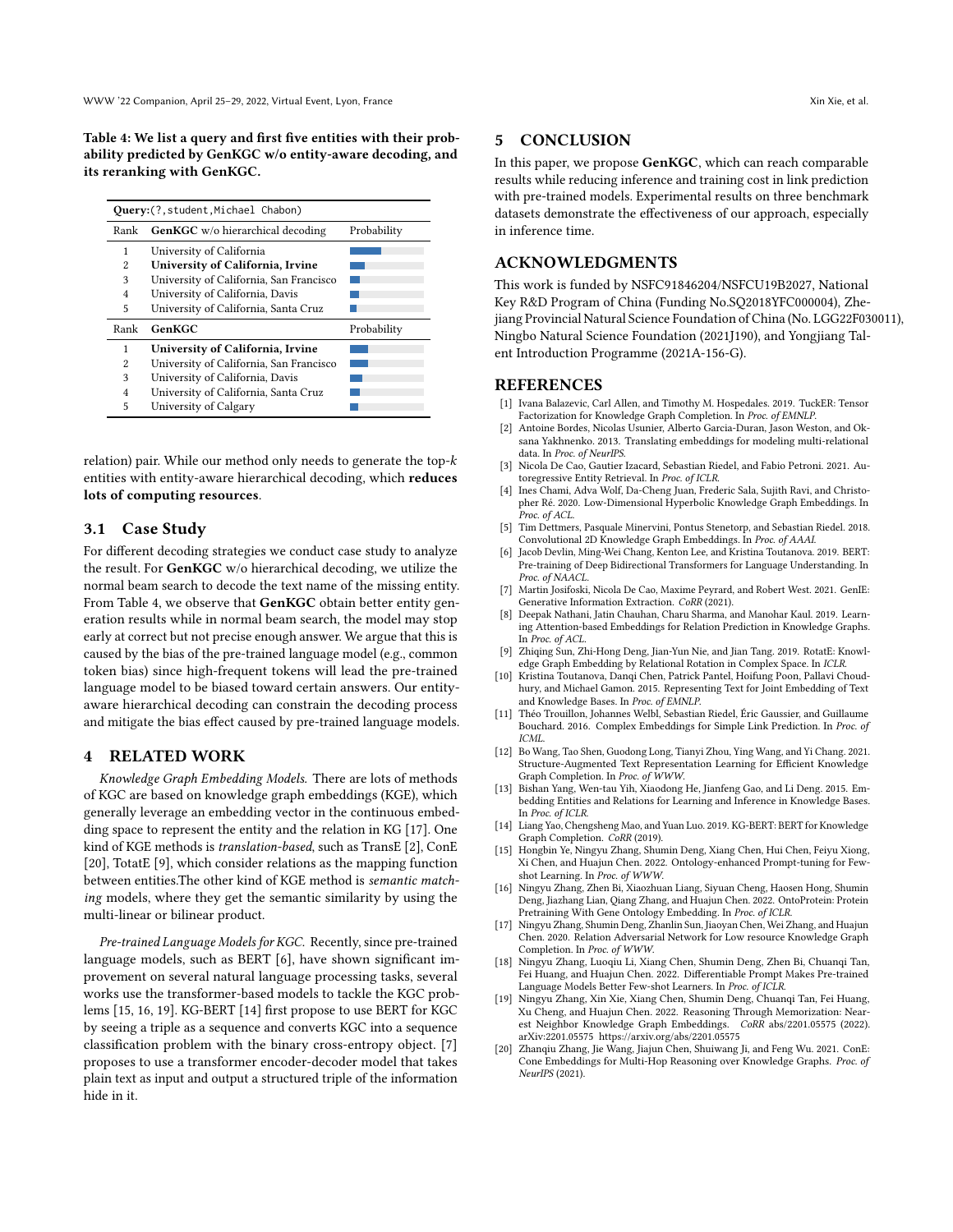Table 4: We list a query and first five entities with their probability predicted by GenKGC w/o entity-aware decoding, and its reranking with GenKGC.

| **Query:**(?,student,Michael Chabon) | | |
|---|---|---|
| Rank | **GenKGC** w/o hierarchical decoding | Probability |
| 1 | University of California | |
| 2 | **University of California, Irvine** | |
| 3 | University of California, San Francisco | |
| 4 | University of California, Davis | |
| 5 | University of California, Santa Cruz | |
| Rank | **GenKGC** | Probability |
| 1 | **University of California, Irvine** | |
| 2 | University of California, San Francisco | |
| 3 | University of California, Davis | |
| 4 | University of California, Santa Cruz | |
| 5 | University of Calgary | |

relation) pair. While our method only needs to generate the top-$k$ entities with entity-aware hierarchical decoding, which **reduces lots of computing resources**.

## 3.1 Case Study

For different decoding strategies we conduct case study to analyze the result. For **GenKGC** w/o hierarchical decoding, we utilize the normal beam search to decode the text name of the missing entity. From Table 4, we observe that **GenKGC** obtain better entity generation results while in normal beam search, the model may stop early at correct but not precise enough answer. We argue that this is caused by the bias of the pre-trained language model (e.g., common token bias) since high-frequent tokens will lead the pre-trained language model to be biased toward certain answers. Our entity-aware hierarchical decoding can constrain the decoding process and mitigate the bias effect caused by pre-trained language models.

# 4 RELATED WORK

*Knowledge Graph Embedding Models.* There are lots of methods of KGC are based on knowledge graph embeddings (KGE), which generally leverage an embedding vector in the continuous embedding space to represent the entity and the relation in KG [17]. One kind of KGE methods is *translation-based*, such as TransE [2], ConE [20], TotatE [9], which consider relations as the mapping function between entities.The other kind of KGE method is *semantic matching* models, where they get the semantic similarity by using the multi-linear or bilinear product.

*Pre-trained Language Models for KGC.* Recently, since pre-trained language models, such as BERT [6], have shown significant improvement on several natural language processing tasks, several works use the transformer-based models to tackle the KGC problems [15, 16, 19]. KG-BERT [14] first propose to use BERT for KGC by seeing a triple as a sequence and converts KGC into a sequence classification problem with the binary cross-entropy object. [7] proposes to use a transformer encoder-decoder model that takes plain text as input and output a structured triple of the information hide in it.

# 5 CONCLUSION

In this paper, we propose **GenKGC**, which can reach comparable results while reducing inference and training cost in link prediction with pre-trained models. Experimental results on three benchmark datasets demonstrate the effectiveness of our approach, especially in inference time.

# ACKNOWLEDGMENTS

This work is funded by NSFC91846204/NSFCU19B2027, National Key R&D Program of China (Funding No.SQ2018YFC000004), Zhejiang Provincial Natural Science Foundation of China (No. LGG22F030011), Ningbo Natural Science Foundation (2021J190), and Yongjiang Talent Introduction Programme (2021A-156-G).

# REFERENCES

[1] Ivana Balazevic, Carl Allen, and Timothy M. Hospedales. 2019. TuckER: Tensor Factorization for Knowledge Graph Completion. In *Proc. of EMNLP*.

[2] Antoine Bordes, Nicolas Usunier, Alberto Garcia-Duran, Jason Weston, and Oksana Yakhnenko. 2013. Translating embeddings for modeling multi-relational data. In *Proc. of NeurIPS*.

[3] Nicola De Cao, Gautier Izacard, Sebastian Riedel, and Fabio Petroni. 2021. Autoregressive Entity Retrieval. In *Proc. of ICLR*.

[4] Ines Chami, Adva Wolf, Da-Cheng Juan, Frederic Sala, Sujith Ravi, and Christopher Ré. 2020. Low-Dimensional Hyperbolic Knowledge Graph Embeddings. In *Proc. of ACL*.

[5] Tim Dettmers, Pasquale Minervini, Pontus Stenetorp, and Sebastian Riedel. 2018. Convolutional 2D Knowledge Graph Embeddings. In *Proc. of AAAI*.

[6] Jacob Devlin, Ming-Wei Chang, Kenton Lee, and Kristina Toutanova. 2019. BERT: Pre-training of Deep Bidirectional Transformers for Language Understanding. In *Proc. of NAACL*.

[7] Martin Josifoski, Nicola De Cao, Maxime Peyrard, and Robert West. 2021. GenIE: Generative Information Extraction. *CoRR* (2021).

[8] Deepak Nathani, Jatin Chauhan, Charu Sharma, and Manohar Kaul. 2019. Learning Attention-based Embeddings for Relation Prediction in Knowledge Graphs. In *Proc. of ACL*.

[9] Zhiqing Sun, Zhi-Hong Deng, Jian-Yun Nie, and Jian Tang. 2019. RotatE: Knowledge Graph Embedding by Relational Rotation in Complex Space. In *ICLR*.

[10] Kristina Toutanova, Danqi Chen, Patrick Pantel, Hoifung Poon, Pallavi Choudhury, and Michael Gamon. 2015. Representing Text for Joint Embedding of Text and Knowledge Bases. In *Proc. of EMNLP*.

[11] Théo Trouillon, Johannes Welbl, Sebastian Riedel, Éric Gaussier, and Guillaume Bouchard. 2016. Complex Embeddings for Simple Link Prediction. In *Proc. of ICML*.

[12] Bo Wang, Tao Shen, Guodong Long, Tianyi Zhou, Ying Wang, and Yi Chang. 2021. Structure-Augmented Text Representation Learning for Efficient Knowledge Graph Completion. In *Proc. of WWW*.

[13] Bishan Yang, Wen-tau Yih, Xiaodong He, Jianfeng Gao, and Li Deng. 2015. Embedding Entities and Relations for Learning and Inference in Knowledge Bases. In *Proc. of ICLR*.

[14] Liang Yao, Chengsheng Mao, and Yuan Luo. 2019. KG-BERT: BERT for Knowledge Graph Completion. *CoRR* (2019).

[15] Hongbin Ye, Ningyu Zhang, Shumin Deng, Xiang Chen, Hui Chen, Feiyu Xiong, Xi Chen, and Huajun Chen. 2022. Ontology-enhanced Prompt-tuning for Few-shot Learning. In *Proc. of WWW*.

[16] Ningyu Zhang, Zhen Bi, Xiaozhuan Liang, Siyuan Cheng, Haosen Hong, Shumin Deng, Jiazhang Lian, Qiang Zhang, and Huajun Chen. 2022. OntoProtein: Protein Pretraining With Gene Ontology Embedding. In *Proc. of ICLR*.

[17] Ningyu Zhang, Shumin Deng, Zhanlin Sun, Jiaoyan Chen, Wei Zhang, and Huajun Chen. 2020. Relation Adversarial Network for Low resource Knowledge Graph Completion. In *Proc. of WWW*.

[18] Ningyu Zhang, Luoqiu Li, Xiang Chen, Shumin Deng, Zhen Bi, Chuanqi Tan, Fei Huang, and Huajun Chen. 2022. Differentiable Prompt Makes Pre-trained Language Models Better Few-shot Learners. In *Proc. of ICLR*.

[19] Ningyu Zhang, Xin Xie, Xiang Chen, Shumin Deng, Chuanqi Tan, Fei Huang, Xu Cheng, and Huajun Chen. 2022. Reasoning Through Memorization: Nearest Neighbor Knowledge Graph Embeddings. *CoRR* abs/2201.05575 (2022). arXiv:2201.05575 https://arxiv.org/abs/2201.05575

[20] Zhanqiu Zhang, Jie Wang, Jiajun Chen, Shuiwang Ji, and Feng Wu. 2021. ConE: Cone Embeddings for Multi-Hop Reasoning over Knowledge Graphs. *Proc. of NeurIPS* (2021).